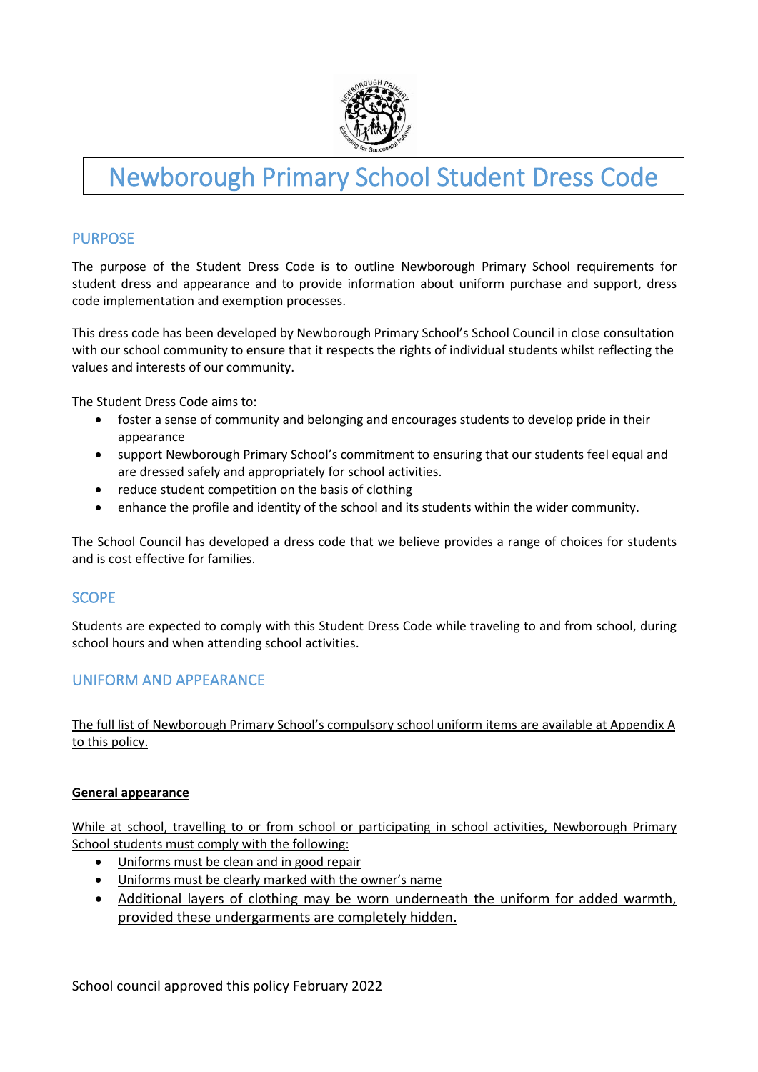# Newborough Primary School Student Dress Code

## PURPOSE

The purpose of the Student Dress Code is to outline Newborough Primary School requirements for student dress and appearance and to provide information about uniform purchase and support, dress code implementation and exemption processes.

This dress code has been developed by Newborough Primary School's School Council in close consultation with our school community to ensure that it respects the rights of individual students whilst reflecting the values and interests of our community.

The Student Dress Code aims to:

- foster a sense of community and belonging and encourages students to develop pride in their appearance
- support Newborough Primary School's commitment to ensuring that our students feel equal and are dressed safely and appropriately for school activities.
- reduce student competition on the basis of clothing
- enhance the profile and identity of the school and its students within the wider community.

The School Council has developed a dress code that we believe provides a range of choices for students and is cost effective for families.

## SCOPE

Students are expected to comply with this Student Dress Code while traveling to and from school, during school hours and when attending school activities.

## UNIFORM AND APPEARANCE

The full list of Newborough Primary School's compulsory school uniform items are available at Appendix A to this policy.

**General appearance**

While at school, travelling to or from school or participating in school activities, Newborough Primary School students must comply with the following:

- Uniforms must be clean and in good repair
- Uniforms must be clearly marked with the owner's name
- Additional layers of clothing may be worn underneath the uniform for added warmth, provided these undergarments are completely hidden.

School council approved this policy February 2022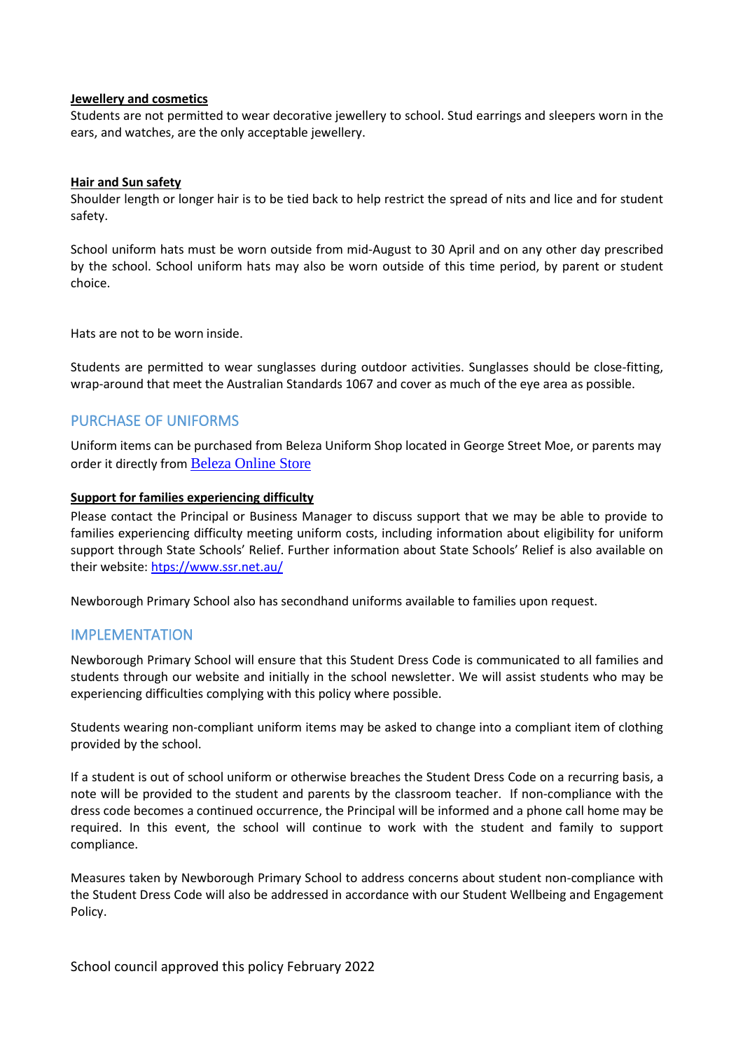**Jewellery and cosmetics**

Students are not permitted to wear decorative jewellery to school. Stud earrings and sleepers worn in the ears, and watches, are the only acceptable jewellery.

**Hair and Sun safety**

Shoulder length or longer hair is to be tied back to help restrict the spread of nits and lice and for student safety.

School uniform hats must be worn outside from mid-August to 30 April and on any other day prescribed by the school. School uniform hats may also be worn outside of this time period, by parent or student choice.

Hats are not to be worn inside.

Students are permitted to wear sunglasses during outdoor activities. Sunglasses should be close-fitting, wrap-around that meet the Australian Standards 1067 and cover as much of the eye area as possible.

## PURCHASE OF UNIFORMS

Uniform items can be purchased from Beleza Uniform Shop located in George Street Moe, or parents may order it directly from Beleza Online Store

**Support for families experiencing difficulty**

Please contact the Principal or Business Manager to discuss support that we may be able to provide to families experiencing difficulty meeting uniform costs, including information about eligibility for uniform support through State Schools' Relief. Further information about State Schools' Relief is also available on their website: htps://www.ssr.net.au/

Newborough Primary School also has secondhand uniforms available to families upon request.

## IMPLEMENTATION

Newborough Primary School will ensure that this Student Dress Code is communicated to all families and students through our website and initially in the school newsletter. We will assist students who may be experiencing difficulties complying with this policy where possible.

Students wearing non-compliant uniform items may be asked to change into a compliant item of clothing provided by the school.

If a student is out of school uniform or otherwise breaches the Student Dress Code on a recurring basis, a note will be provided to the student and parents by the classroom teacher. If non-compliance with the dress code becomes a continued occurrence, the Principal will be informed and a phone call home may be required. In this event, the school will continue to work with the student and family to support compliance.

Measures taken by Newborough Primary School to address concerns about student non-compliance with the Student Dress Code will also be addressed in accordance with our Student Wellbeing and Engagement Policy.

School council approved this policy February 2022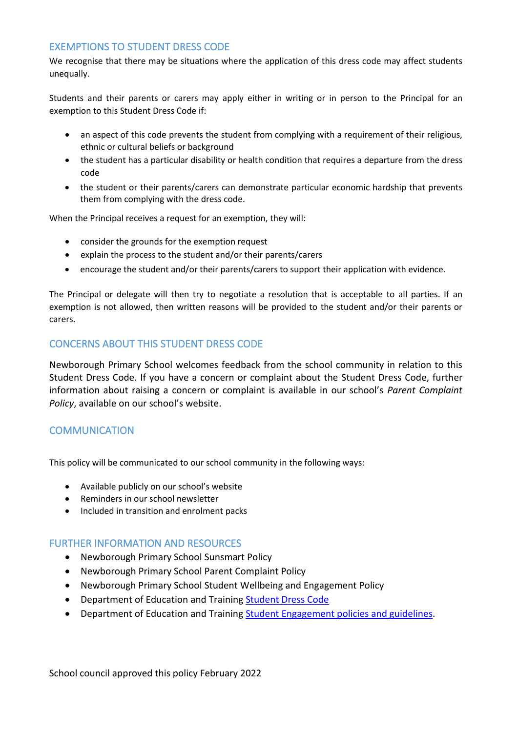## EXEMPTIONS TO STUDENT DRESS CODE

We recognise that there may be situations where the application of this dress code may affect students unequally.

Students and their parents or carers may apply either in writing or in person to the Principal for an exemption to this Student Dress Code if:

- an aspect of this code prevents the student from complying with a requirement of their religious, ethnic or cultural beliefs or background
- the student has a particular disability or health condition that requires a departure from the dress code
- the student or their parents/carers can demonstrate particular economic hardship that prevents them from complying with the dress code.

When the Principal receives a request for an exemption, they will:

- consider the grounds for the exemption request
- explain the process to the student and/or their parents/carers
- encourage the student and/or their parents/carers to support their application with evidence.

The Principal or delegate will then try to negotiate a resolution that is acceptable to all parties. If an exemption is not allowed, then written reasons will be provided to the student and/or their parents or carers.

## CONCERNS ABOUT THIS STUDENT DRESS CODE

Newborough Primary School welcomes feedback from the school community in relation to this Student Dress Code. If you have a concern or complaint about the Student Dress Code, further information about raising a concern or complaint is available in our school's *Parent Complaint Policy*, available on our school's website.

## COMMUNICATION

This policy will be communicated to our school community in the following ways:

- Available publicly on our school's website
- Reminders in our school newsletter
- Included in transition and enrolment packs

## FURTHER INFORMATION AND RESOURCES

- Newborough Primary School Sunsmart Policy
- Newborough Primary School Parent Complaint Policy
- Newborough Primary School Student Wellbeing and Engagement Policy
- Department of Education and Training Student Dress Code
- Department of Education and Training Student Engagement policies and guidelines.

School council approved this policy February 2022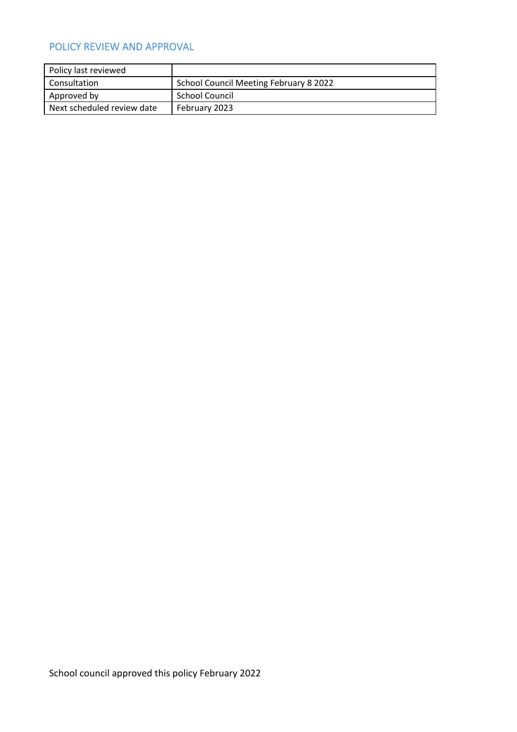## POLICY REVIEW AND APPROVAL

| Policy last reviewed | |
|---|---|
| Consultation | School Council Meeting February 8 2022 |
| Approved by | School Council |
| Next scheduled review date | February 2023 |

School council approved this policy February 2022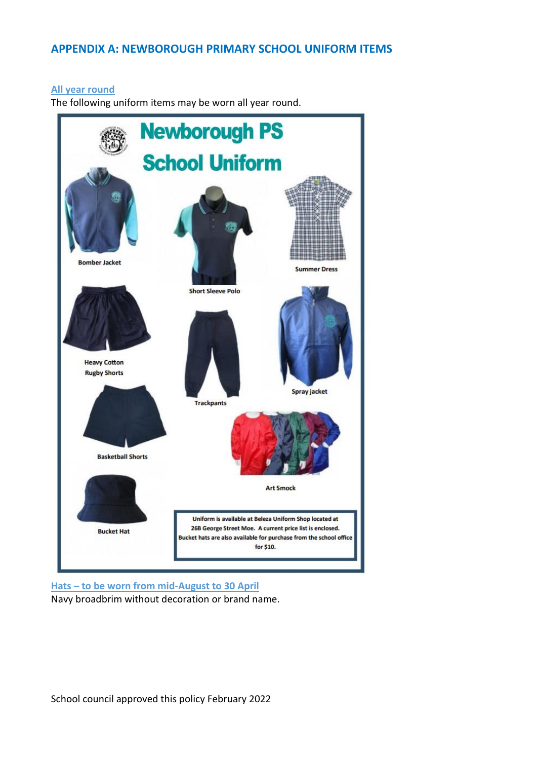## APPENDIX A: NEWBOROUGH PRIMARY SCHOOL UNIFORM ITEMS

### All year round

The following uniform items may be worn all year round.

Newborough PS

School Uniform

Bomber Jacket

Short Sleeve Polo

Summer Dress

Heavy Cotton Rugby Shorts

Trackpants

Spray jacket

Basketball Shorts

Art Smock

Bucket Hat

Uniform is available at Beleza Uniform Shop located at 26B George Street Moe. A current price list is enclosed. Bucket hats are also available for purchase from the school office for $10.

### Hats – to be worn from mid-August to 30 April

Navy broadbrim without decoration or brand name.

School council approved this policy February 2022